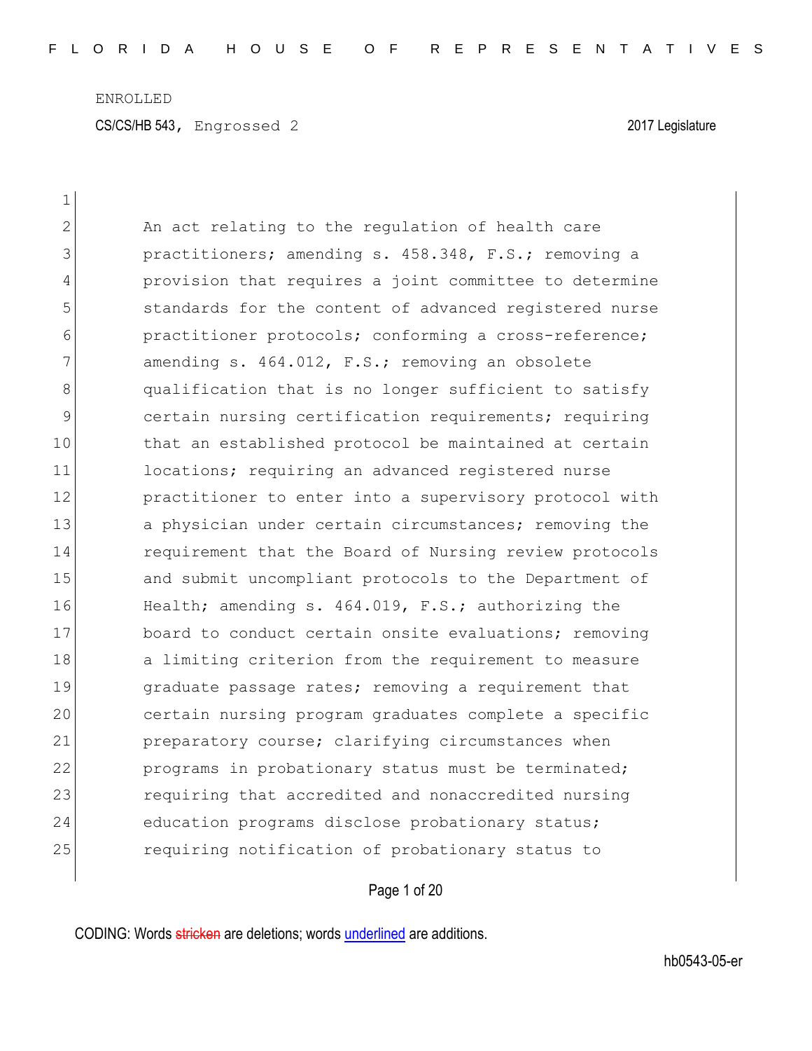ENROLLED

CS/CS/HB 543, Engrossed 2 2017 Legislature

An act relating to the regulation of health care practitioners; amending s. 458.348, F.S.; removing a provision that requires a joint committee to determine standards for the content of advanced registered nurse practitioner protocols; conforming a cross-reference; amending s. 464.012, F.S.; removing an obsolete qualification that is no longer sufficient to satisfy certain nursing certification requirements; requiring that an established protocol be maintained at certain locations; requiring an advanced registered nurse practitioner to enter into a supervisory protocol with a physician under certain circumstances; removing the requirement that the Board of Nursing review protocols and submit uncompliant protocols to the Department of Health; amending s. 464.019, F.S.; authorizing the board to conduct certain onsite evaluations; removing a limiting criterion from the requirement to measure graduate passage rates; removing a requirement that certain nursing program graduates complete a specific preparatory course; clarifying circumstances when programs in probationary status must be terminated; requiring that accredited and nonaccredited nursing education programs disclose probationary status; requiring notification of probationary status to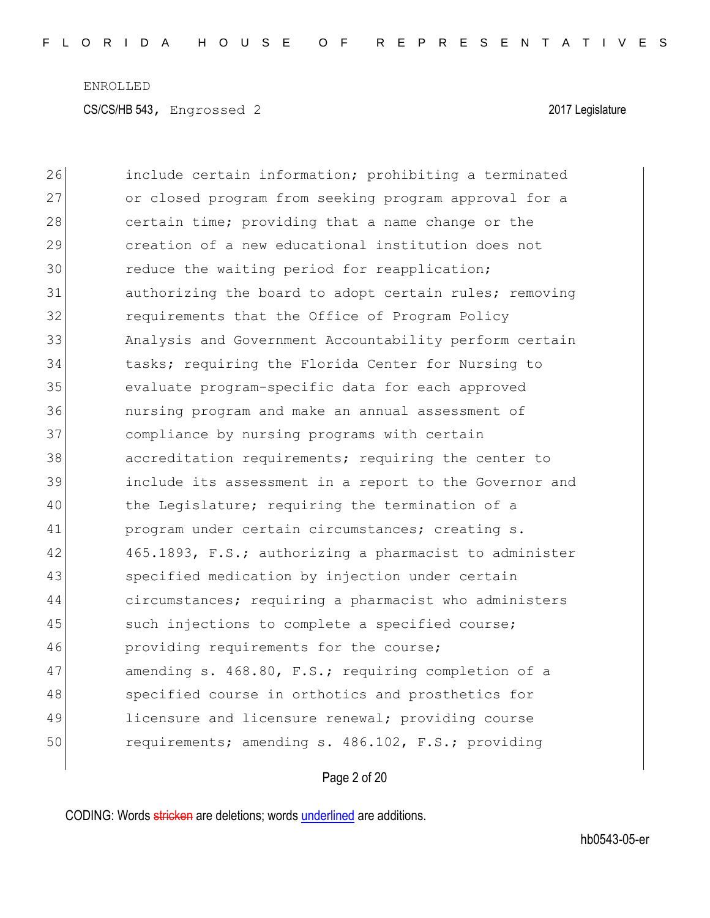26 include certain information; prohibiting a terminated
27 or closed program from seeking program approval for a
28 certain time; providing that a name change or the
29 creation of a new educational institution does not
30 reduce the waiting period for reapplication;
31 authorizing the board to adopt certain rules; removing
32 requirements that the Office of Program Policy
33 Analysis and Government Accountability perform certain
34 tasks; requiring the Florida Center for Nursing to
35 evaluate program-specific data for each approved
36 nursing program and make an annual assessment of
37 compliance by nursing programs with certain
38 accreditation requirements; requiring the center to
39 include its assessment in a report to the Governor and
40 the Legislature; requiring the termination of a
41 program under certain circumstances; creating s.
42 465.1893, F.S.; authorizing a pharmacist to administer
43 specified medication by injection under certain
44 circumstances; requiring a pharmacist who administers
45 such injections to complete a specified course;
46 providing requirements for the course;
47 amending s. 468.80, F.S.; requiring completion of a
48 specified course in orthotics and prosthetics for
49 licensure and licensure renewal; providing course
50 requirements; amending s. 486.102, F.S.; providing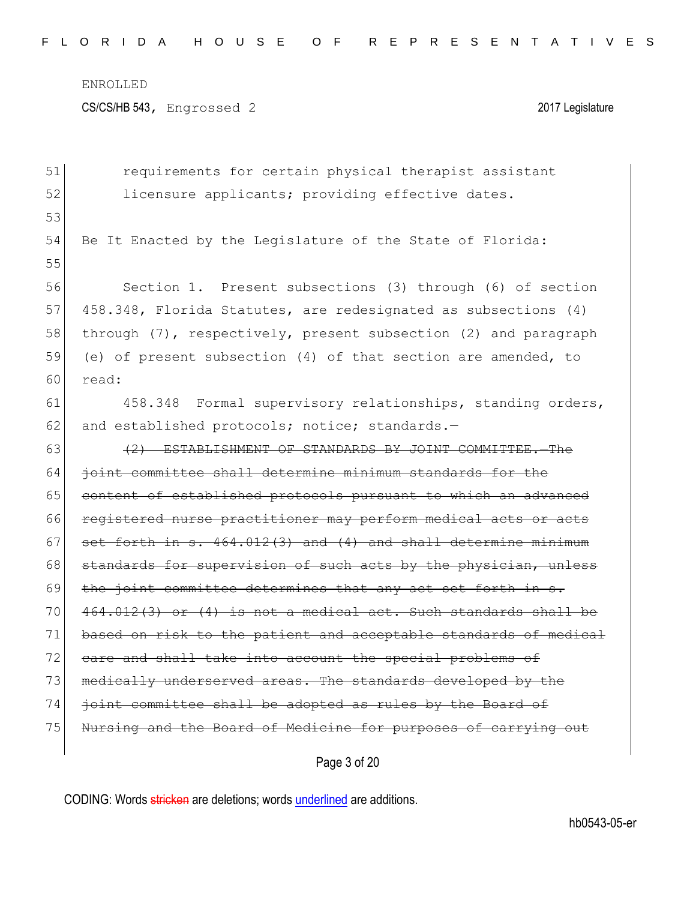requirements for certain physical therapist assistant licensure applicants; providing effective dates.

Be It Enacted by the Legislature of the State of Florida:

Section 1. Present subsections (3) through (6) of section 458.348, Florida Statutes, are redesignated as subsections (4) through (7), respectively, present subsection (2) and paragraph (e) of present subsection (4) of that section are amended, to read:

458.348 Formal supervisory relationships, standing orders, and established protocols; notice; standards.—

~~(2) ESTABLISHMENT OF STANDARDS BY JOINT COMMITTEE.—The joint committee shall determine minimum standards for the content of established protocols pursuant to which an advanced registered nurse practitioner may perform medical acts or acts set forth in s. 464.012(3) and (4) and shall determine minimum standards for supervision of such acts by the physician, unless the joint committee determines that any act set forth in s. 464.012(3) or (4) is not a medical act. Such standards shall be based on risk to the patient and acceptable standards of medical care and shall take into account the special problems of medically underserved areas. The standards developed by the joint committee shall be adopted as rules by the Board of Nursing and the Board of Medicine for purposes of carrying out~~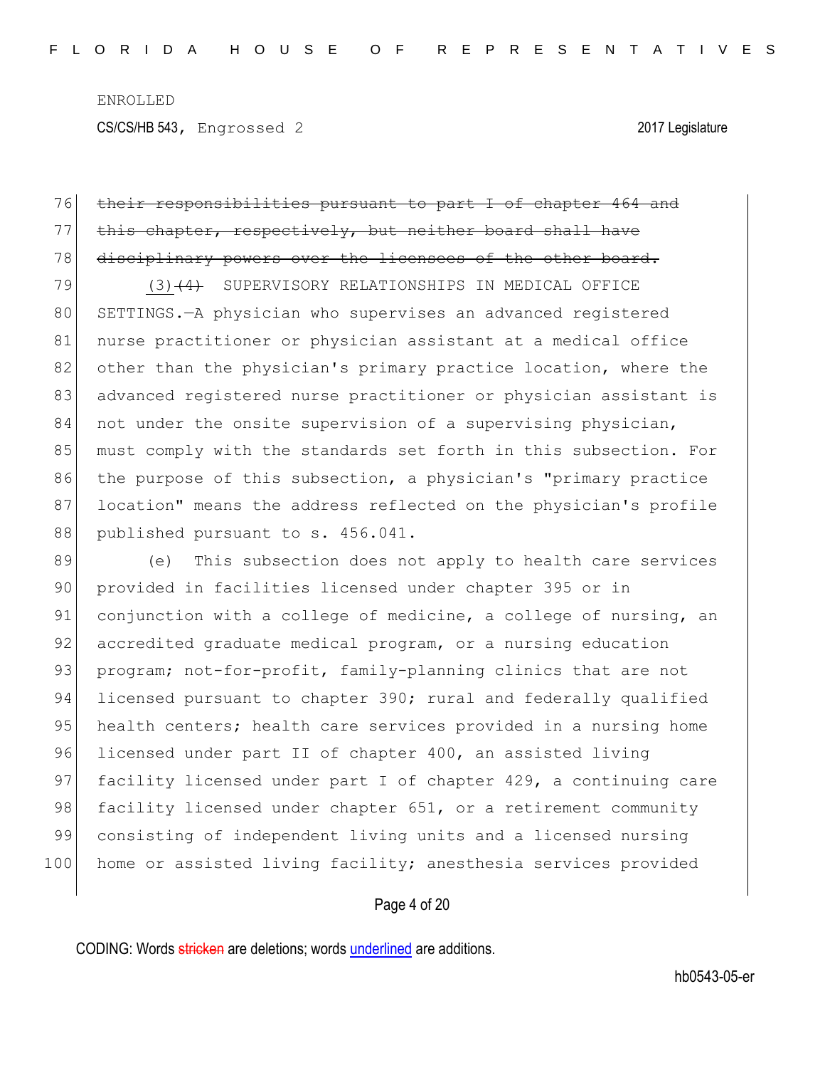~~their responsibilities pursuant to part I of chapter 464 and this chapter, respectively, but neither board shall have disciplinary powers over the licensees of the other board.~~

(3)~~(4)~~ SUPERVISORY RELATIONSHIPS IN MEDICAL OFFICE SETTINGS.—A physician who supervises an advanced registered nurse practitioner or physician assistant at a medical office other than the physician's primary practice location, where the advanced registered nurse practitioner or physician assistant is not under the onsite supervision of a supervising physician, must comply with the standards set forth in this subsection. For the purpose of this subsection, a physician's "primary practice location" means the address reflected on the physician's profile published pursuant to s. 456.041.

(e) This subsection does not apply to health care services provided in facilities licensed under chapter 395 or in conjunction with a college of medicine, a college of nursing, an accredited graduate medical program, or a nursing education program; not-for-profit, family-planning clinics that are not licensed pursuant to chapter 390; rural and federally qualified health centers; health care services provided in a nursing home licensed under part II of chapter 400, an assisted living facility licensed under part I of chapter 429, a continuing care facility licensed under chapter 651, or a retirement community consisting of independent living units and a licensed nursing home or assisted living facility; anesthesia services provided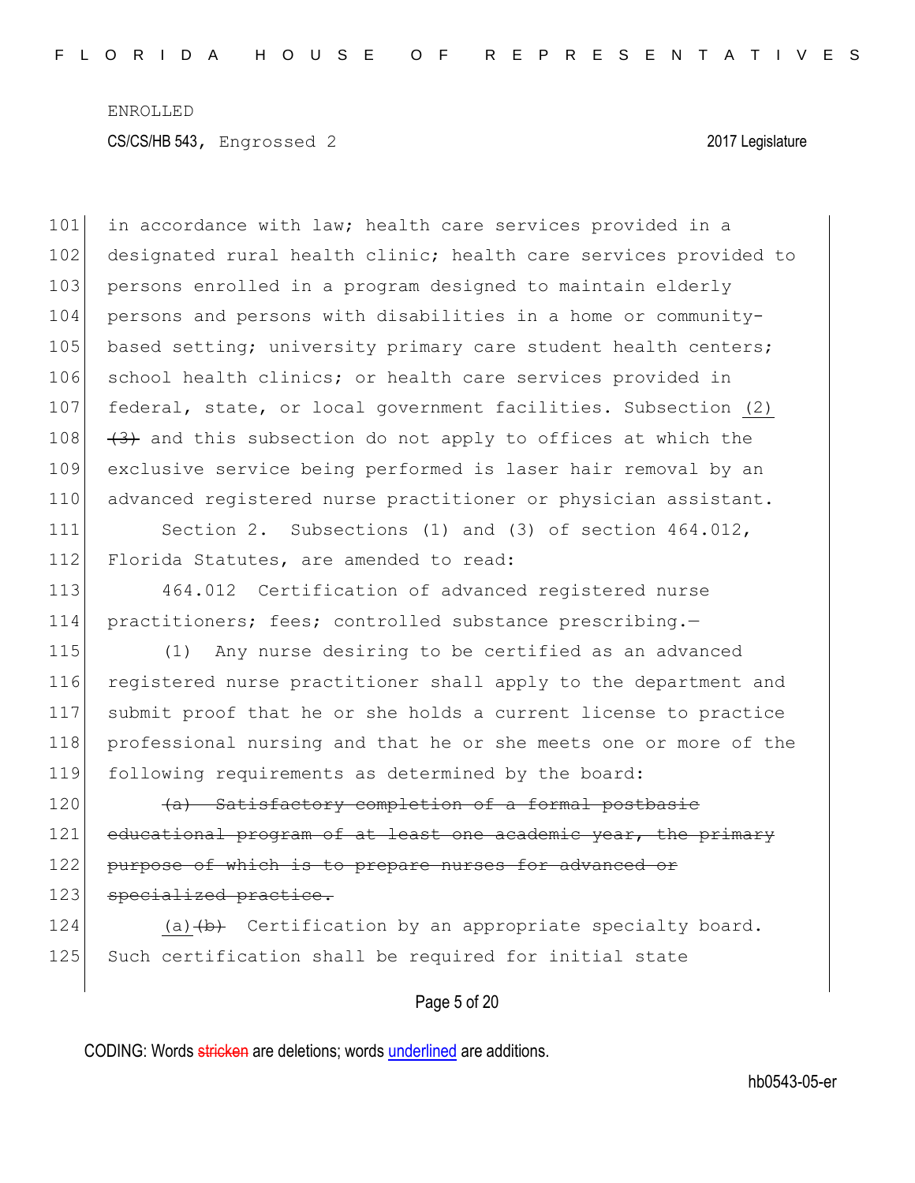in accordance with law; health care services provided in a designated rural health clinic; health care services provided to persons enrolled in a program designed to maintain elderly persons and persons with disabilities in a home or community-based setting; university primary care student health centers; school health clinics; or health care services provided in federal, state, or local government facilities. Subsection <u>(2)</u> ~~(3)~~ and this subsection do not apply to offices at which the exclusive service being performed is laser hair removal by an advanced registered nurse practitioner or physician assistant.

Section 2. Subsections (1) and (3) of section 464.012, Florida Statutes, are amended to read:

464.012 Certification of advanced registered nurse practitioners; fees; controlled substance prescribing.—

(1) Any nurse desiring to be certified as an advanced registered nurse practitioner shall apply to the department and submit proof that he or she holds a current license to practice professional nursing and that he or she meets one or more of the following requirements as determined by the board:

~~(a) Satisfactory completion of a formal postbasic educational program of at least one academic year, the primary purpose of which is to prepare nurses for advanced or specialized practice.~~

<u>(a)</u>~~(b)~~ Certification by an appropriate specialty board. Such certification shall be required for initial state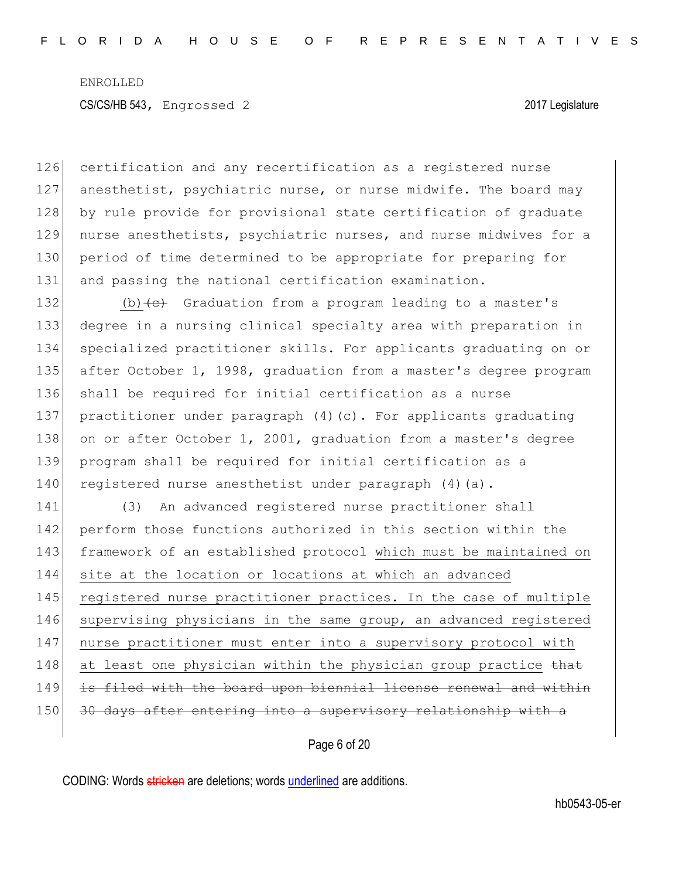certification and any recertification as a registered nurse anesthetist, psychiatric nurse, or nurse midwife. The board may by rule provide for provisional state certification of graduate nurse anesthetists, psychiatric nurses, and nurse midwives for a period of time determined to be appropriate for preparing for and passing the national certification examination.

(b) ~~(c)~~ Graduation from a program leading to a master's degree in a nursing clinical specialty area with preparation in specialized practitioner skills. For applicants graduating on or after October 1, 1998, graduation from a master's degree program shall be required for initial certification as a nurse practitioner under paragraph (4)(c). For applicants graduating on or after October 1, 2001, graduation from a master's degree program shall be required for initial certification as a registered nurse anesthetist under paragraph (4)(a).

(3) An advanced registered nurse practitioner shall perform those functions authorized in this section within the framework of an established protocol <u>which must be maintained on site at the location or locations at which an advanced registered nurse practitioner practices. In the case of multiple supervising physicians in the same group, an advanced registered nurse practitioner must enter into a supervisory protocol with at least one physician within the physician group practice</u> ~~that is filed with the board upon biennial license renewal and within 30 days after entering into a supervisory relationship with a~~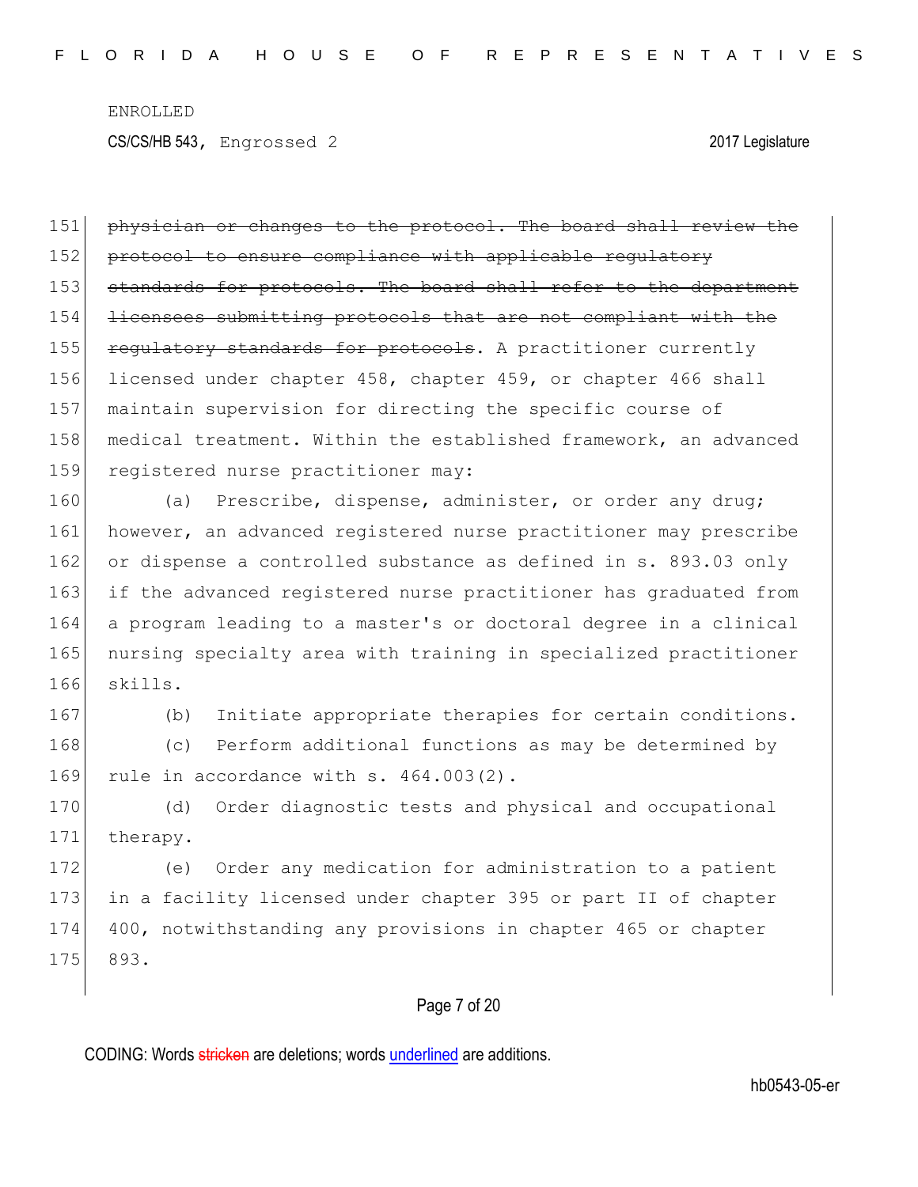~~physician or changes to the protocol. The board shall review the protocol to ensure compliance with applicable regulatory standards for protocols. The board shall refer to the department licensees submitting protocols that are not compliant with the regulatory standards for protocols~~. A practitioner currently licensed under chapter 458, chapter 459, or chapter 466 shall maintain supervision for directing the specific course of medical treatment. Within the established framework, an advanced registered nurse practitioner may:

(a) Prescribe, dispense, administer, or order any drug; however, an advanced registered nurse practitioner may prescribe or dispense a controlled substance as defined in s. 893.03 only if the advanced registered nurse practitioner has graduated from a program leading to a master's or doctoral degree in a clinical nursing specialty area with training in specialized practitioner skills.

(b) Initiate appropriate therapies for certain conditions.

(c) Perform additional functions as may be determined by rule in accordance with s. 464.003(2).

(d) Order diagnostic tests and physical and occupational therapy.

(e) Order any medication for administration to a patient in a facility licensed under chapter 395 or part II of chapter 400, notwithstanding any provisions in chapter 465 or chapter 893.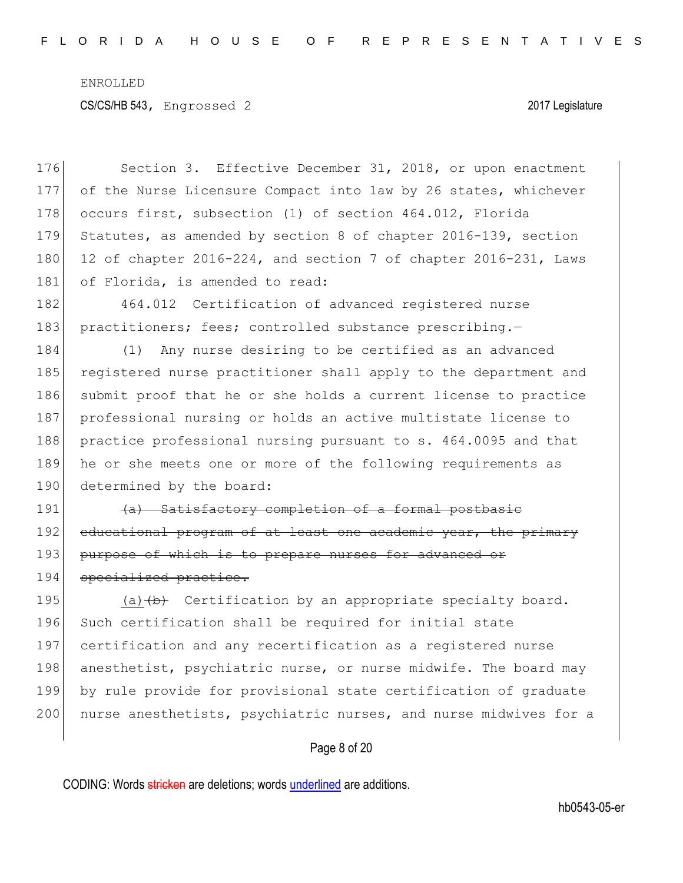ENROLLED

CS/CS/HB 543, Engrossed 2 2017 Legislature

176 Section 3. Effective December 31, 2018, or upon enactment
177 of the Nurse Licensure Compact into law by 26 states, whichever
178 occurs first, subsection (1) of section 464.012, Florida
179 Statutes, as amended by section 8 of chapter 2016-139, section
180 12 of chapter 2016-224, and section 7 of chapter 2016-231, Laws
181 of Florida, is amended to read:

182 464.012 Certification of advanced registered nurse
183 practitioners; fees; controlled substance prescribing.—

184 (1) Any nurse desiring to be certified as an advanced
185 registered nurse practitioner shall apply to the department and
186 submit proof that he or she holds a current license to practice
187 professional nursing or holds an active multistate license to
188 practice professional nursing pursuant to s. 464.0095 and that
189 he or she meets one or more of the following requirements as
190 determined by the board:

191 ~~(a) Satisfactory completion of a formal postbasic~~
192 ~~educational program of at least one academic year, the primary~~
193 ~~purpose of which is to prepare nurses for advanced or~~
194 ~~specialized practice.~~

195 <u>(a)</u>~~(b)~~ Certification by an appropriate specialty board.
196 Such certification shall be required for initial state
197 certification and any recertification as a registered nurse
198 anesthetist, psychiatric nurse, or nurse midwife. The board may
199 by rule provide for provisional state certification of graduate
200 nurse anesthetists, psychiatric nurses, and nurse midwives for a

CODING: Words ~~stricken~~ are deletions; words <u>underlined</u> are additions.

hb0543-05-er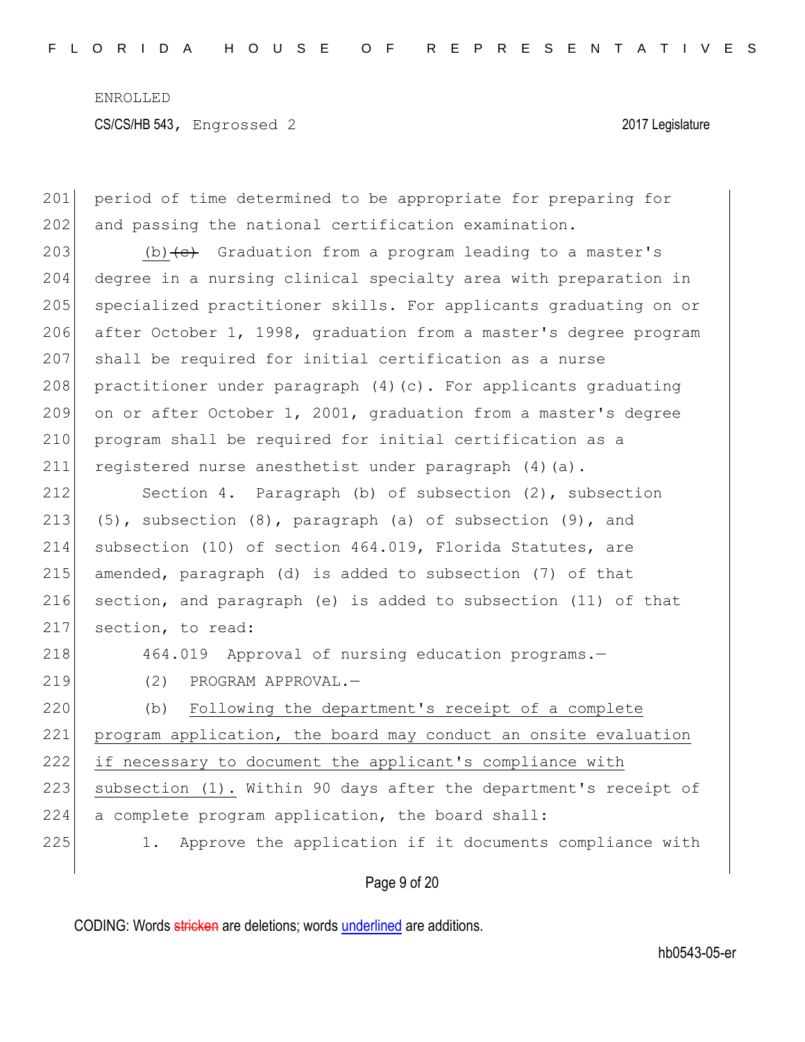period of time determined to be appropriate for preparing for and passing the national certification examination.

(b) ~~(c)~~ Graduation from a program leading to a master's degree in a nursing clinical specialty area with preparation in specialized practitioner skills. For applicants graduating on or after October 1, 1998, graduation from a master's degree program shall be required for initial certification as a nurse practitioner under paragraph (4)(c). For applicants graduating on or after October 1, 2001, graduation from a master's degree program shall be required for initial certification as a registered nurse anesthetist under paragraph (4)(a).

Section 4. Paragraph (b) of subsection (2), subsection (5), subsection (8), paragraph (a) of subsection (9), and subsection (10) of section 464.019, Florida Statutes, are amended, paragraph (d) is added to subsection (7) of that section, and paragraph (e) is added to subsection (11) of that section, to read:

464.019 Approval of nursing education programs.—

(2) PROGRAM APPROVAL.—

(b) <u>Following the department's receipt of a complete program application, the board may conduct an onsite evaluation if necessary to document the applicant's compliance with subsection (1).</u> Within 90 days after the department's receipt of a complete program application, the board shall:

1. Approve the application if it documents compliance with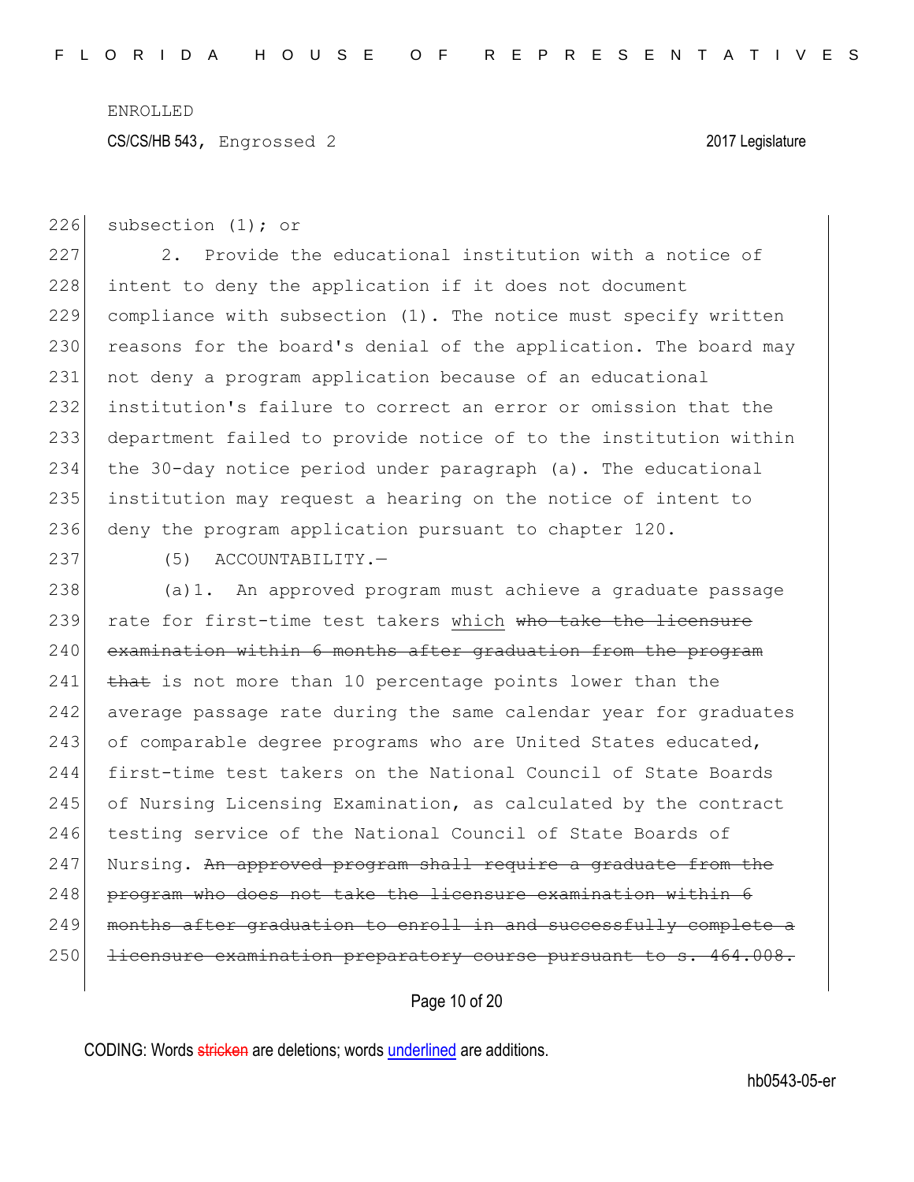subsection (1); or

2. Provide the educational institution with a notice of intent to deny the application if it does not document compliance with subsection (1). The notice must specify written reasons for the board's denial of the application. The board may not deny a program application because of an educational institution's failure to correct an error or omission that the department failed to provide notice of to the institution within the 30-day notice period under paragraph (a). The educational institution may request a hearing on the notice of intent to deny the program application pursuant to chapter 120.

(5) ACCOUNTABILITY.—

(a)1. An approved program must achieve a graduate passage rate for first-time test takers <u>which</u> ~~who take the licensure examination within 6 months after graduation from the program that~~ is not more than 10 percentage points lower than the average passage rate during the same calendar year for graduates of comparable degree programs who are United States educated, first-time test takers on the National Council of State Boards of Nursing Licensing Examination, as calculated by the contract testing service of the National Council of State Boards of Nursing. ~~An approved program shall require a graduate from the program who does not take the licensure examination within 6 months after graduation to enroll in and successfully complete a licensure examination preparatory course pursuant to s. 464.008.~~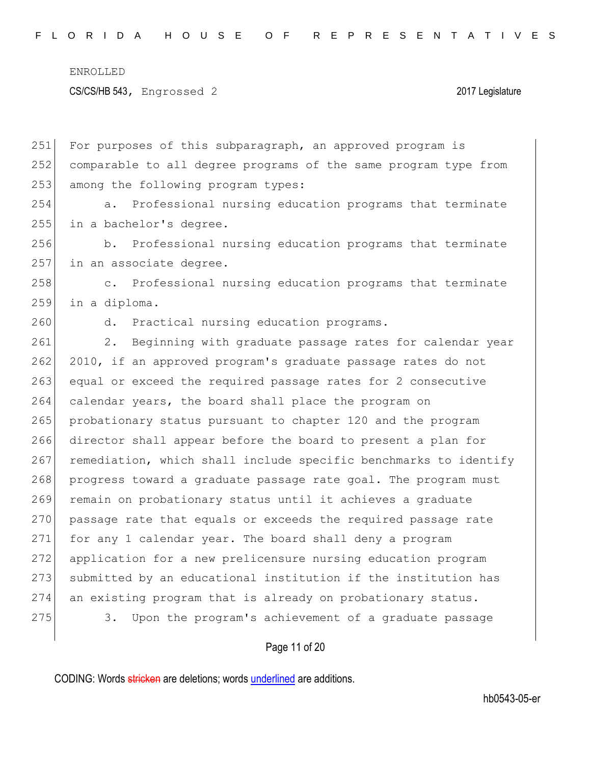For purposes of this subparagraph, an approved program is comparable to all degree programs of the same program type from among the following program types:

a. Professional nursing education programs that terminate in a bachelor's degree.

b. Professional nursing education programs that terminate in an associate degree.

c. Professional nursing education programs that terminate in a diploma.

d. Practical nursing education programs.

2. Beginning with graduate passage rates for calendar year 2010, if an approved program's graduate passage rates do not equal or exceed the required passage rates for 2 consecutive calendar years, the board shall place the program on probationary status pursuant to chapter 120 and the program director shall appear before the board to present a plan for remediation, which shall include specific benchmarks to identify progress toward a graduate passage rate goal. The program must remain on probationary status until it achieves a graduate passage rate that equals or exceeds the required passage rate for any 1 calendar year. The board shall deny a program application for a new prelicensure nursing education program submitted by an educational institution if the institution has an existing program that is already on probationary status.

3. Upon the program's achievement of a graduate passage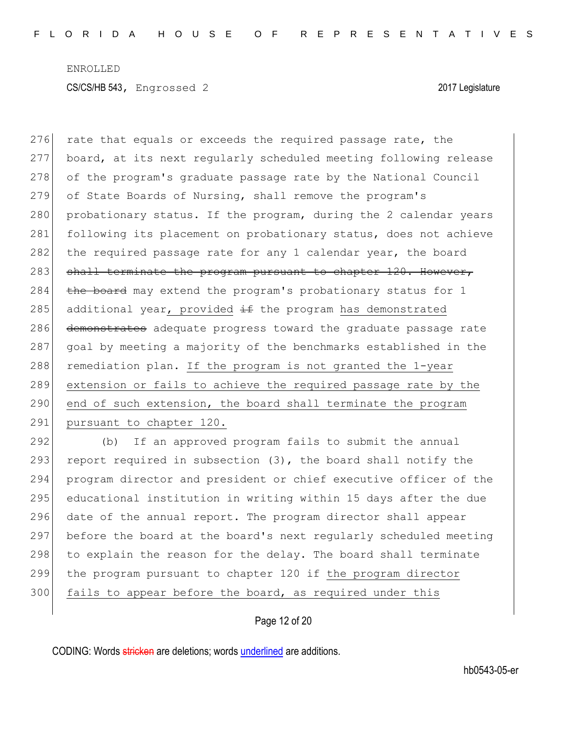rate that equals or exceeds the required passage rate, the board, at its next regularly scheduled meeting following release of the program's graduate passage rate by the National Council of State Boards of Nursing, shall remove the program's probationary status. If the program, during the 2 calendar years following its placement on probationary status, does not achieve the required passage rate for any 1 calendar year, the board ~~shall terminate the program pursuant to chapter 120. However, the board~~ may extend the program's probationary status for 1 additional year<u>, provided</u> ~~if~~ the program <u>has demonstrated</u> ~~demonstrates~~ adequate progress toward the graduate passage rate goal by meeting a majority of the benchmarks established in the remediation plan. <u>If the program is not granted the 1-year extension or fails to achieve the required passage rate by the end of such extension, the board shall terminate the program pursuant to chapter 120.</u>

(b) If an approved program fails to submit the annual report required in subsection (3), the board shall notify the program director and president or chief executive officer of the educational institution in writing within 15 days after the due date of the annual report. The program director shall appear before the board at the board's next regularly scheduled meeting to explain the reason for the delay. The board shall terminate the program pursuant to chapter 120 if <u>the program director fails to appear before the board, as required under this</u>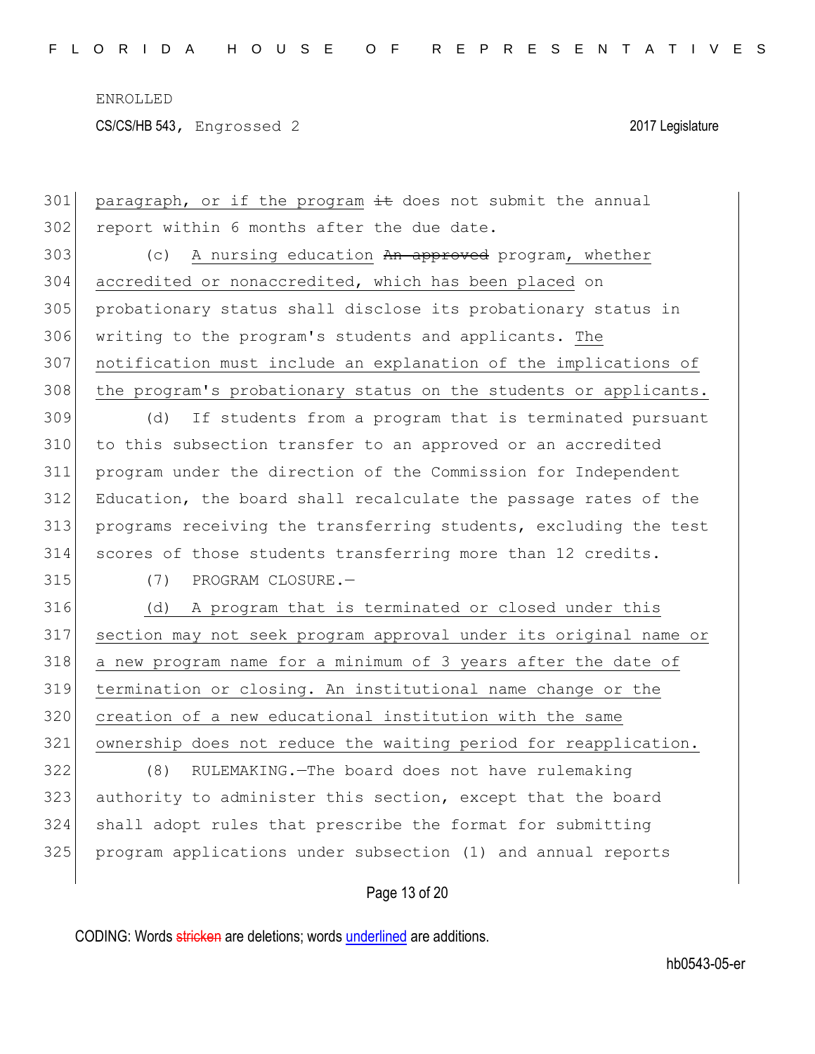paragraph, or if the program ~~it~~ does not submit the annual report within 6 months after the due date.

(c) A nursing education ~~An approved~~ program, whether accredited or nonaccredited, which has been placed on probationary status shall disclose its probationary status in writing to the program's students and applicants. The notification must include an explanation of the implications of the program's probationary status on the students or applicants.

(d) If students from a program that is terminated pursuant to this subsection transfer to an approved or an accredited program under the direction of the Commission for Independent Education, the board shall recalculate the passage rates of the programs receiving the transferring students, excluding the test scores of those students transferring more than 12 credits.

(7) PROGRAM CLOSURE.—

(d) A program that is terminated or closed under this section may not seek program approval under its original name or a new program name for a minimum of 3 years after the date of termination or closing. An institutional name change or the creation of a new educational institution with the same ownership does not reduce the waiting period for reapplication.

(8) RULEMAKING.—The board does not have rulemaking authority to administer this section, except that the board shall adopt rules that prescribe the format for submitting program applications under subsection (1) and annual reports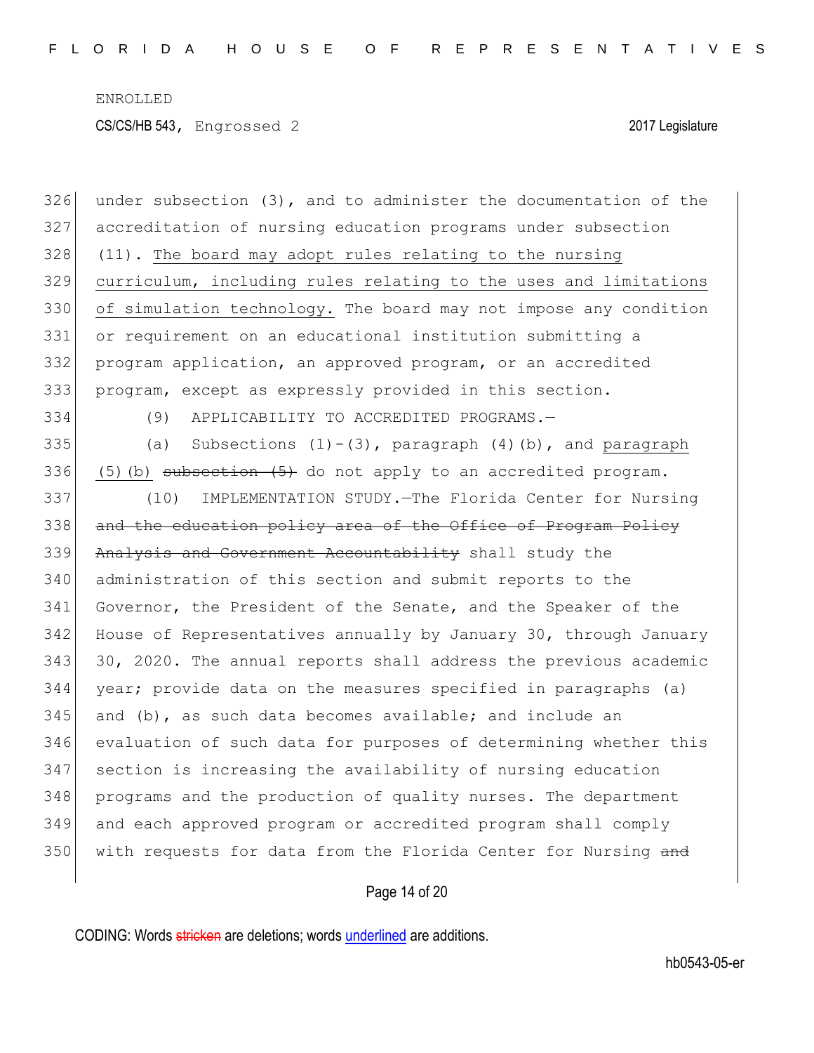under subsection (3), and to administer the documentation of the accreditation of nursing education programs under subsection (11). <u>The board may adopt rules relating to the nursing curriculum, including rules relating to the uses and limitations of simulation technology.</u> The board may not impose any condition or requirement on an educational institution submitting a program application, an approved program, or an accredited program, except as expressly provided in this section.

(9) APPLICABILITY TO ACCREDITED PROGRAMS.—

(a) Subsections (1)-(3), paragraph (4)(b), and <u>paragraph (5)(b)</u> ~~subsection (5)~~ do not apply to an accredited program.

(10) IMPLEMENTATION STUDY.—The Florida Center for Nursing ~~and the education policy area of the Office of Program Policy Analysis and Government Accountability~~ shall study the administration of this section and submit reports to the Governor, the President of the Senate, and the Speaker of the House of Representatives annually by January 30, through January 30, 2020. The annual reports shall address the previous academic year; provide data on the measures specified in paragraphs (a) and (b), as such data becomes available; and include an evaluation of such data for purposes of determining whether this section is increasing the availability of nursing education programs and the production of quality nurses. The department and each approved program or accredited program shall comply with requests for data from the Florida Center for Nursing ~~and~~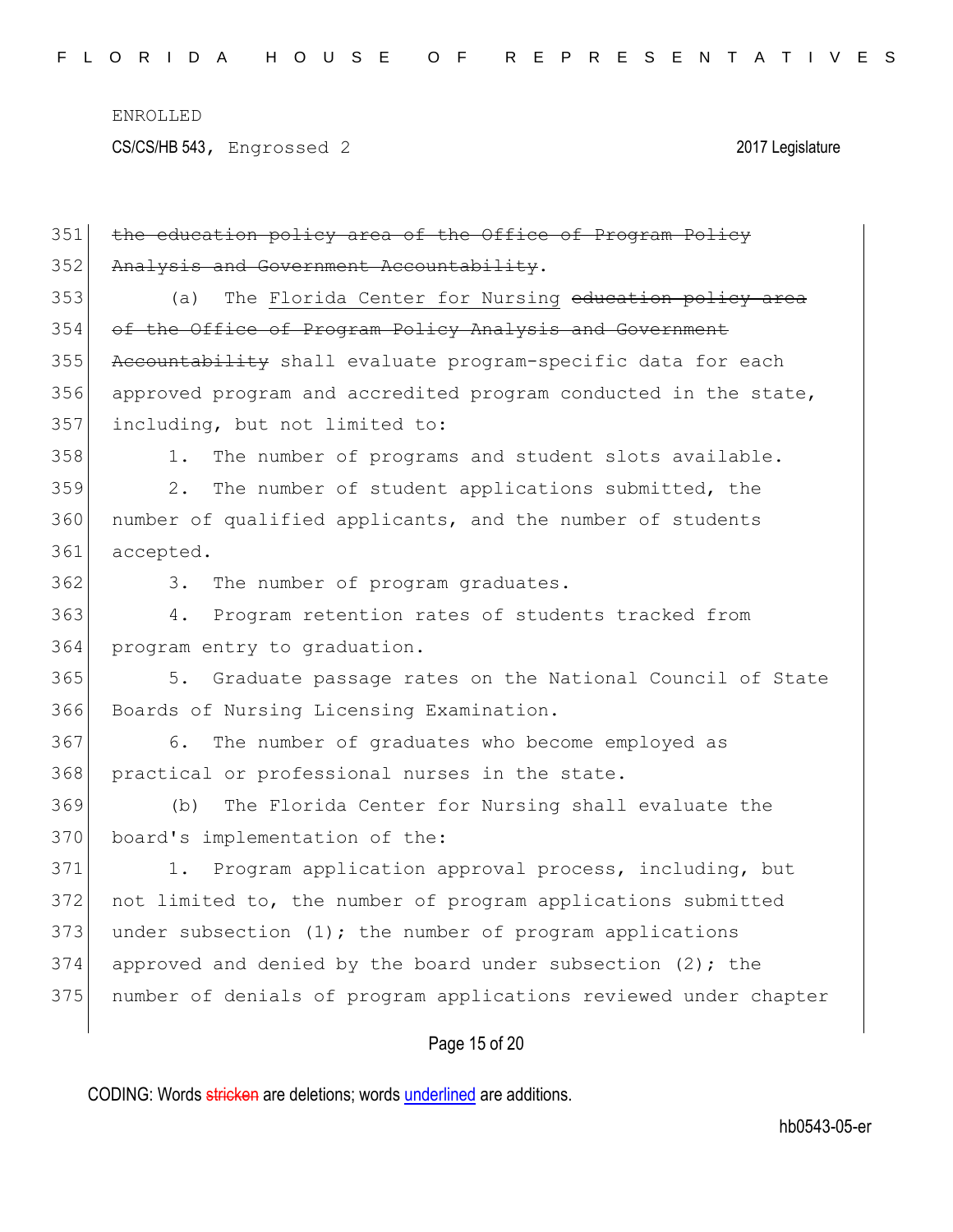~~the education policy area of the Office of Program Policy Analysis and Government Accountability~~.

(a) The <u>Florida Center for Nursing</u> ~~education policy area of the Office of Program Policy Analysis and Government Accountability~~ shall evaluate program-specific data for each approved program and accredited program conducted in the state, including, but not limited to:

1. The number of programs and student slots available.

2. The number of student applications submitted, the number of qualified applicants, and the number of students accepted.

3. The number of program graduates.

4. Program retention rates of students tracked from program entry to graduation.

5. Graduate passage rates on the National Council of State Boards of Nursing Licensing Examination.

6. The number of graduates who become employed as practical or professional nurses in the state.

(b) The Florida Center for Nursing shall evaluate the board's implementation of the:

1. Program application approval process, including, but not limited to, the number of program applications submitted under subsection (1); the number of program applications approved and denied by the board under subsection (2); the number of denials of program applications reviewed under chapter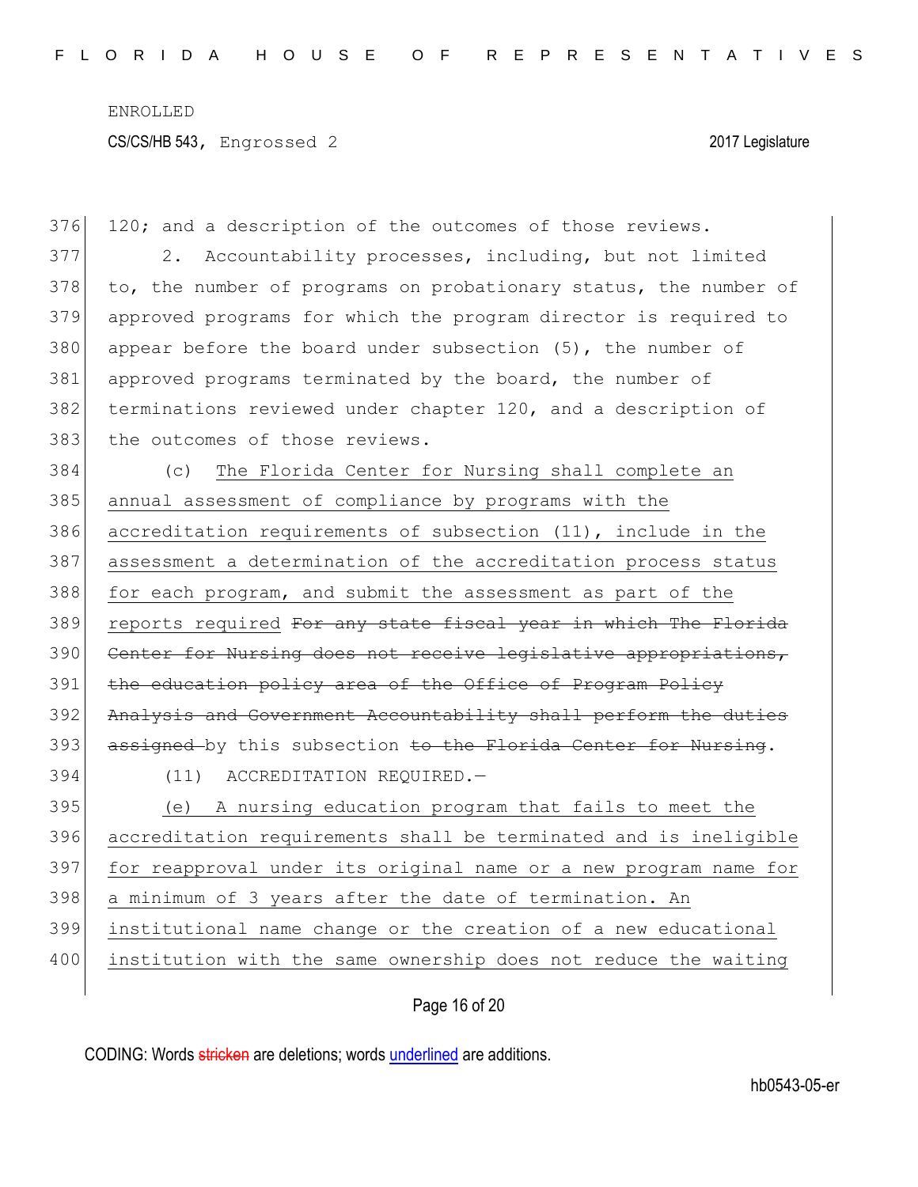120; and a description of the outcomes of those reviews.

2. Accountability processes, including, but not limited to, the number of programs on probationary status, the number of approved programs for which the program director is required to appear before the board under subsection (5), the number of approved programs terminated by the board, the number of terminations reviewed under chapter 120, and a description of the outcomes of those reviews.

(c) <u>The Florida Center for Nursing shall complete an annual assessment of compliance by programs with the accreditation requirements of subsection (11), include in the assessment a determination of the accreditation process status for each program, and submit the assessment as part of the reports required</u> ~~For any state fiscal year in which The Florida Center for Nursing does not receive legislative appropriations, the education policy area of the Office of Program Policy Analysis and Government Accountability shall perform the duties assigned~~ by this subsection ~~to the Florida Center for Nursing~~.

(11) ACCREDITATION REQUIRED.—

<u>(e) A nursing education program that fails to meet the accreditation requirements shall be terminated and is ineligible for reapproval under its original name or a new program name for a minimum of 3 years after the date of termination. An institutional name change or the creation of a new educational institution with the same ownership does not reduce the waiting</u>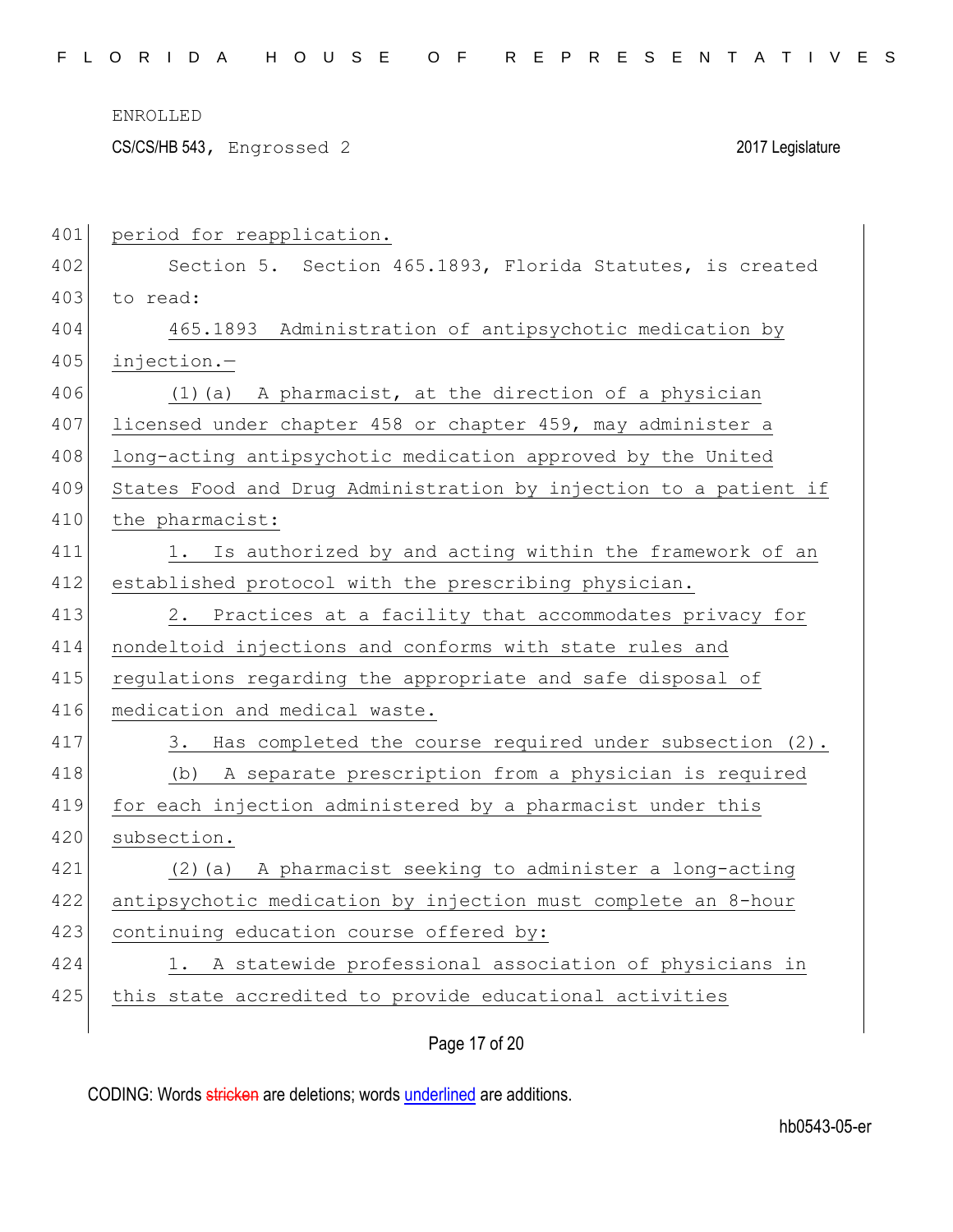period for reapplication.

Section 5. Section 465.1893, Florida Statutes, is created to read:

465.1893 Administration of antipsychotic medication by injection.—

(1)(a) A pharmacist, at the direction of a physician licensed under chapter 458 or chapter 459, may administer a long-acting antipsychotic medication approved by the United States Food and Drug Administration by injection to a patient if the pharmacist:

1. Is authorized by and acting within the framework of an established protocol with the prescribing physician.

2. Practices at a facility that accommodates privacy for nondeltoid injections and conforms with state rules and regulations regarding the appropriate and safe disposal of medication and medical waste.

3. Has completed the course required under subsection (2).

(b) A separate prescription from a physician is required for each injection administered by a pharmacist under this subsection.

(2)(a) A pharmacist seeking to administer a long-acting antipsychotic medication by injection must complete an 8-hour continuing education course offered by:

1. A statewide professional association of physicians in this state accredited to provide educational activities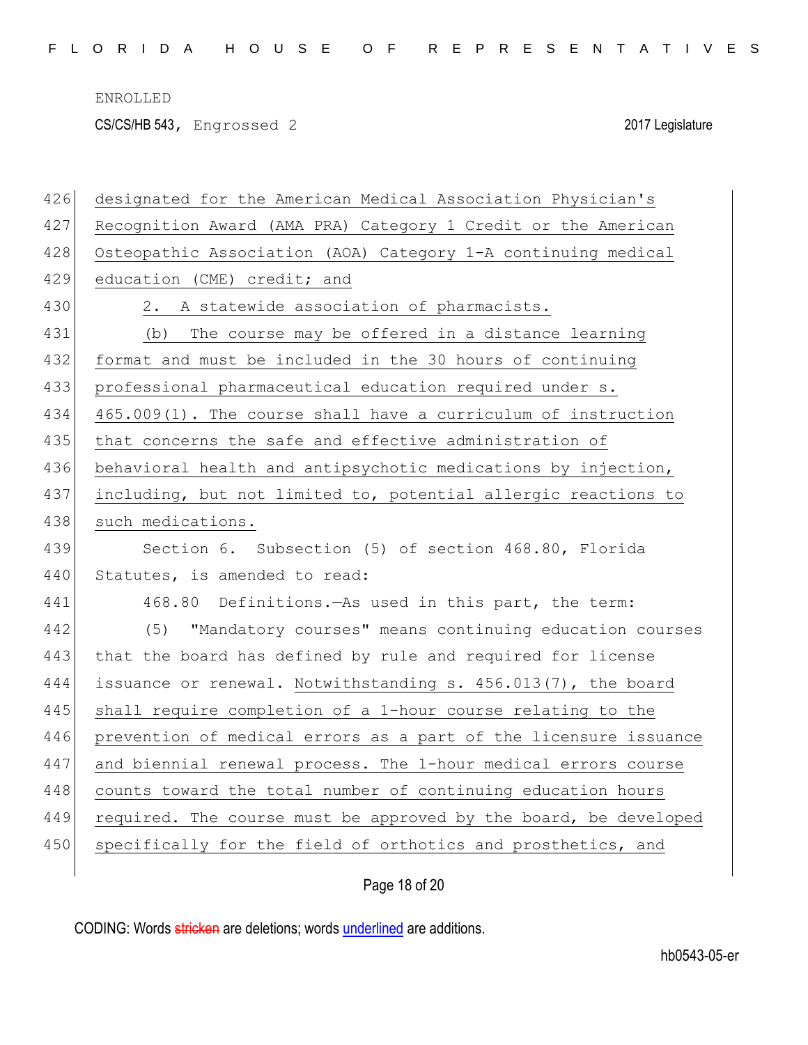426 designated for the American Medical Association Physician's
427 Recognition Award (AMA PRA) Category 1 Credit or the American
428 Osteopathic Association (AOA) Category 1-A continuing medical
429 education (CME) credit; and

430 2. A statewide association of pharmacists.

431 (b) The course may be offered in a distance learning
432 format and must be included in the 30 hours of continuing
433 professional pharmaceutical education required under s.
434 465.009(1). The course shall have a curriculum of instruction
435 that concerns the safe and effective administration of
436 behavioral health and antipsychotic medications by injection,
437 including, but not limited to, potential allergic reactions to
438 such medications.

439 Section 6. Subsection (5) of section 468.80, Florida
440 Statutes, is amended to read:

441 468.80 Definitions.—As used in this part, the term:

442 (5) "Mandatory courses" means continuing education courses
443 that the board has defined by rule and required for license
444 issuance or renewal. Notwithstanding s. 456.013(7), the board
445 shall require completion of a 1-hour course relating to the
446 prevention of medical errors as a part of the licensure issuance
447 and biennial renewal process. The 1-hour medical errors course
448 counts toward the total number of continuing education hours
449 required. The course must be approved by the board, be developed
450 specifically for the field of orthotics and prosthetics, and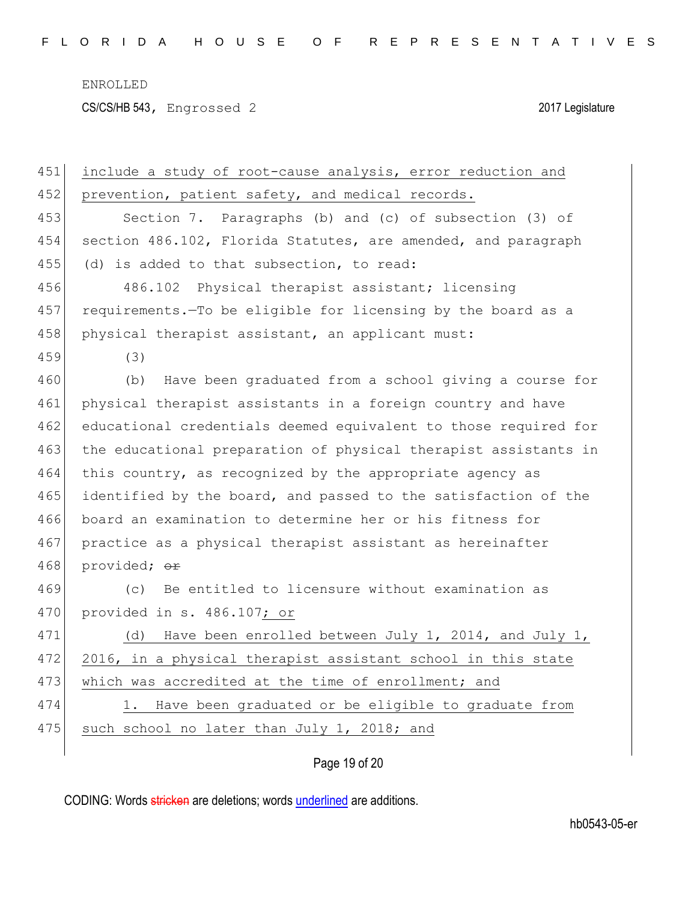include a study of root-cause analysis, error reduction and prevention, patient safety, and medical records.

Section 7. Paragraphs (b) and (c) of subsection (3) of section 486.102, Florida Statutes, are amended, and paragraph (d) is added to that subsection, to read:

486.102 Physical therapist assistant; licensing requirements.—To be eligible for licensing by the board as a physical therapist assistant, an applicant must:

(3)

(b) Have been graduated from a school giving a course for physical therapist assistants in a foreign country and have educational credentials deemed equivalent to those required for the educational preparation of physical therapist assistants in this country, as recognized by the appropriate agency as identified by the board, and passed to the satisfaction of the board an examination to determine her or his fitness for practice as a physical therapist assistant as hereinafter provided; ~~or~~

(c) Be entitled to licensure without examination as provided in s. 486.107; or

(d) Have been enrolled between July 1, 2014, and July 1, 2016, in a physical therapist assistant school in this state which was accredited at the time of enrollment; and

1. Have been graduated or be eligible to graduate from such school no later than July 1, 2018; and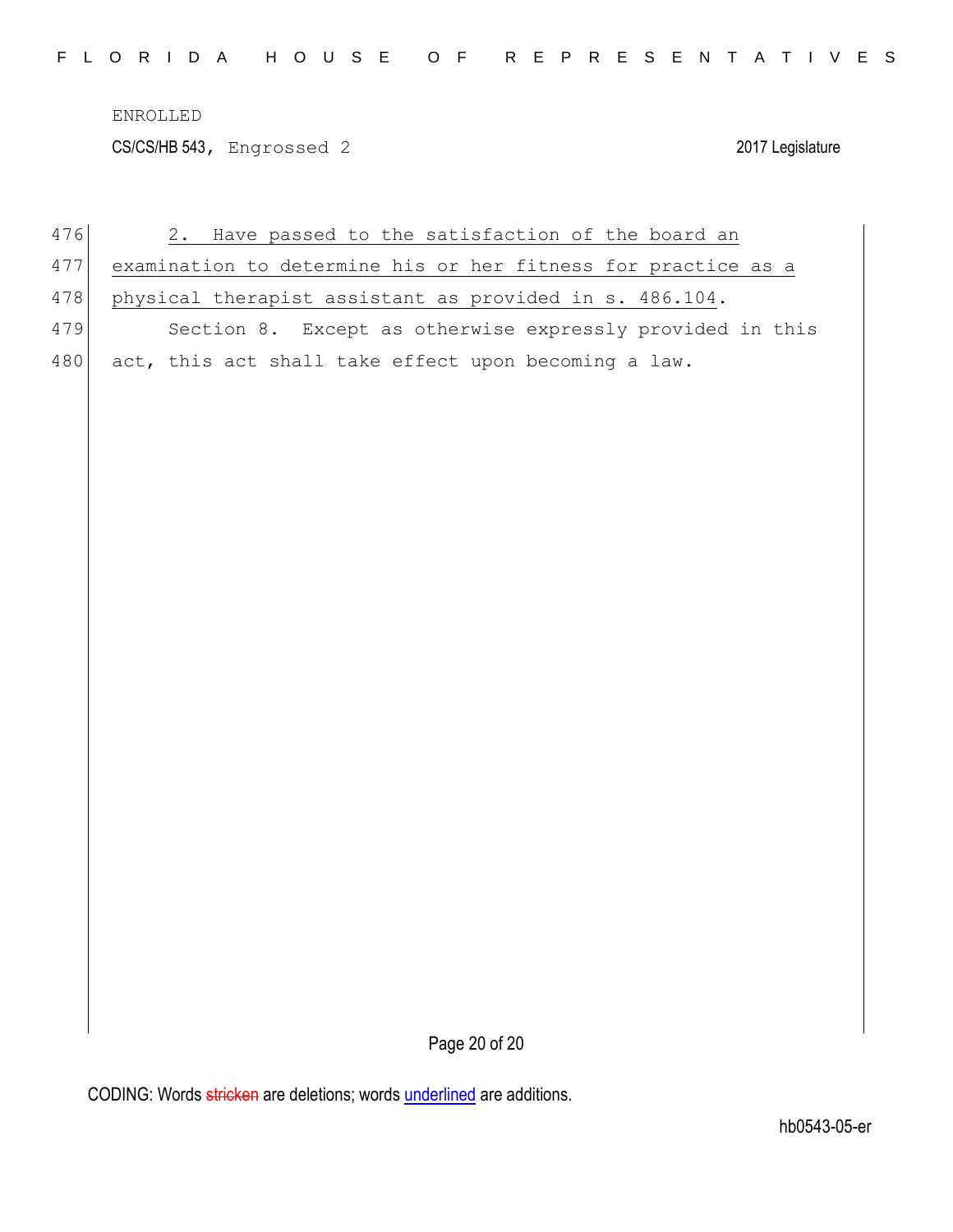476 2. Have passed to the satisfaction of the board an
477 examination to determine his or her fitness for practice as a
478 physical therapist assistant as provided in s. 486.104.
479 Section 8. Except as otherwise expressly provided in this
480 act, this act shall take effect upon becoming a law.